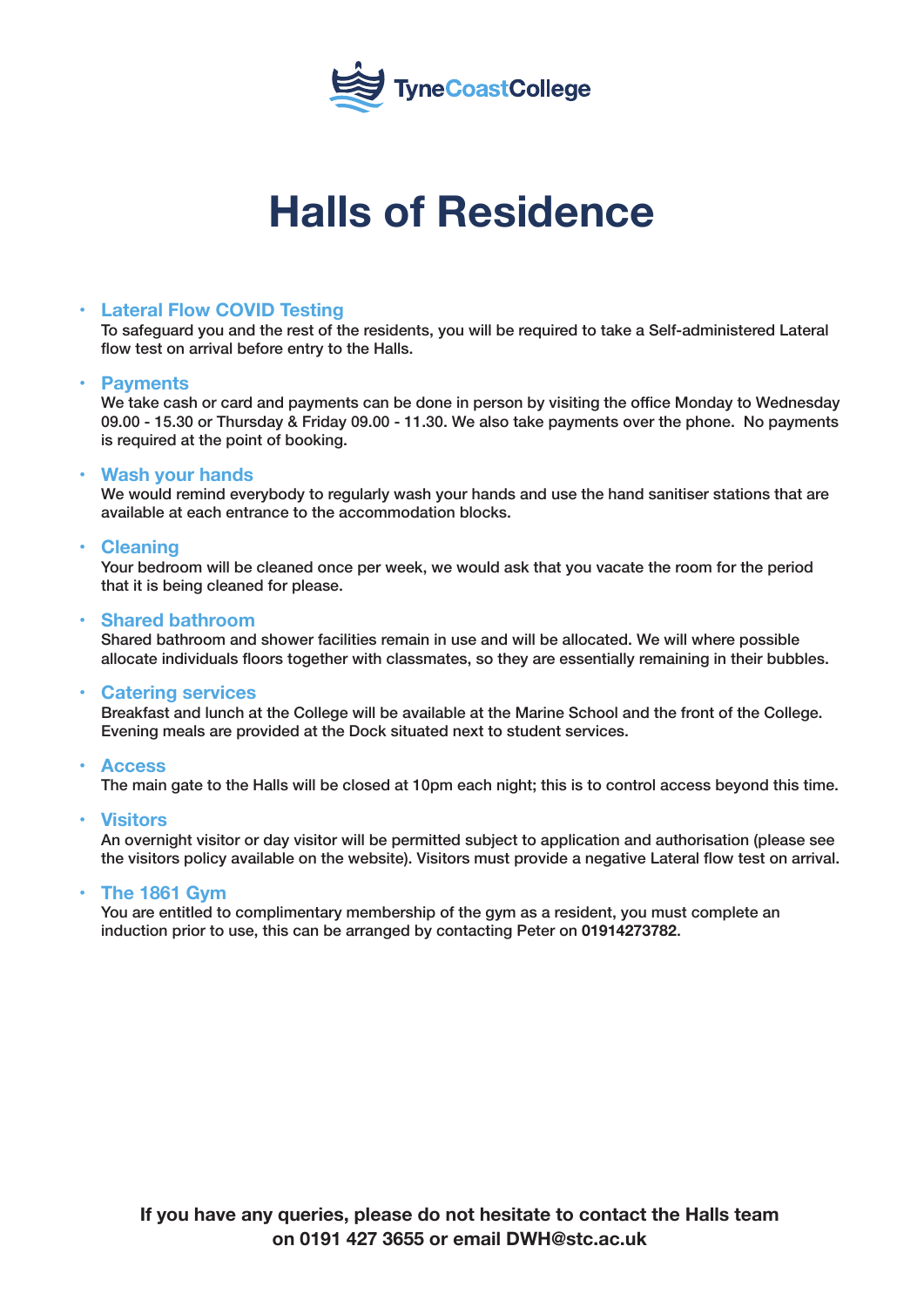TyneCoastCollege

# Halls of Residence

- **Lateral Flow COVID Testing**
  To safeguard you and the rest of the residents, you will be required to take a Self-administered Lateral flow test on arrival before entry to the Halls.

- **Payments**
  We take cash or card and payments can be done in person by visiting the office Monday to Wednesday 09.00 - 15.30 or Thursday & Friday 09.00 - 11.30. We also take payments over the phone. No payments is required at the point of booking.

- **Wash your hands**
  We would remind everybody to regularly wash your hands and use the hand sanitiser stations that are available at each entrance to the accommodation blocks.

- **Cleaning**
  Your bedroom will be cleaned once per week, we would ask that you vacate the room for the period that it is being cleaned for please.

- **Shared bathroom**
  Shared bathroom and shower facilities remain in use and will be allocated. We will where possible allocate individuals floors together with classmates, so they are essentially remaining in their bubbles.

- **Catering services**
  Breakfast and lunch at the College will be available at the Marine School and the front of the College. Evening meals are provided at the Dock situated next to student services.

- **Access**
  The main gate to the Halls will be closed at 10pm each night; this is to control access beyond this time.

- **Visitors**
  An overnight visitor or day visitor will be permitted subject to application and authorisation (please see the visitors policy available on the website). Visitors must provide a negative Lateral flow test on arrival.

- **The 1861 Gym**
  You are entitled to complimentary membership of the gym as a resident, you must complete an induction prior to use, this can be arranged by contacting Peter on **01914273782**.

**If you have any queries, please do not hesitate to contact the Halls team on 0191 427 3655 or email DWH@stc.ac.uk**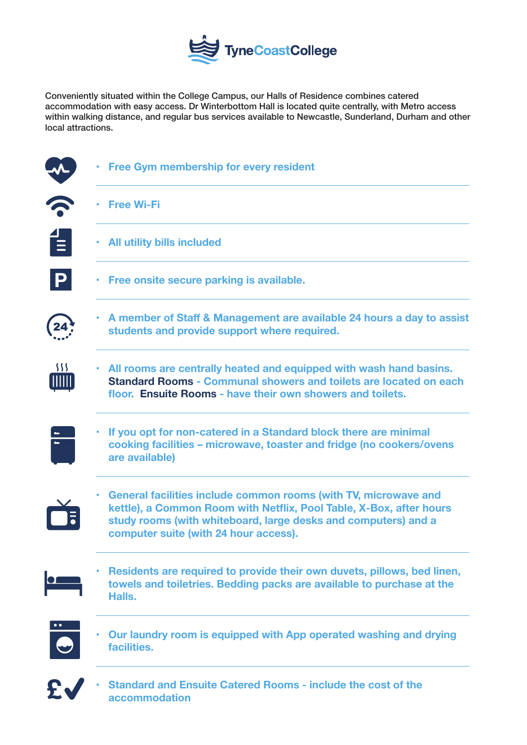# TyneCoastCollege

Conveniently situated within the College Campus, our Halls of Residence combines catered accommodation with easy access. Dr Winterbottom Hall is located quite centrally, with Metro access within walking distance, and regular bus services available to Newcastle, Sunderland, Durham and other local attractions.

- Free Gym membership for every resident
- Free Wi-Fi
- All utility bills included
- Free onsite secure parking is available.
- A member of Staff & Management are available 24 hours a day to assist students and provide support where required.
- All rooms are centrally heated and equipped with wash hand basins. **Standard Rooms** - Communal showers and toilets are located on each floor. **Ensuite Rooms** - have their own showers and toilets.
- If you opt for non-catered in a Standard block there are minimal cooking facilities – microwave, toaster and fridge (no cookers/ovens are available)
- General facilities include common rooms (with TV, microwave and kettle), a Common Room with Netflix, Pool Table, X-Box, after hours study rooms (with whiteboard, large desks and computers) and a computer suite (with 24 hour access).
- Residents are required to provide their own duvets, pillows, bed linen, towels and toiletries. Bedding packs are available to purchase at the Halls.
- Our laundry room is equipped with App operated washing and drying facilities.
- Standard and Ensuite Catered Rooms - include the cost of the accommodation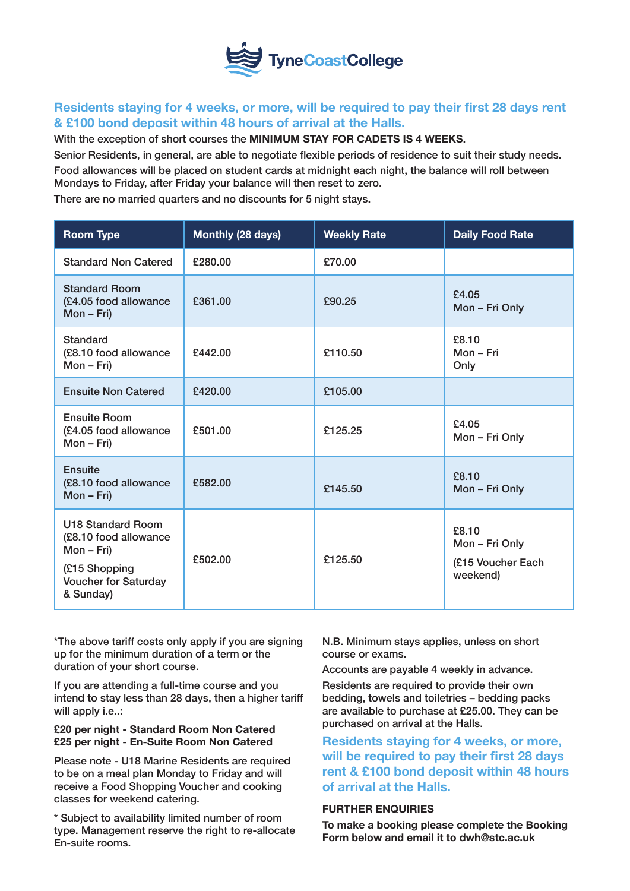TyneCoastCollege

## Residents staying for 4 weeks, or more, will be required to pay their first 28 days rent & £100 bond deposit within 48 hours of arrival at the Halls.

With the exception of short courses the **MINIMUM STAY FOR CADETS IS 4 WEEKS**.

Senior Residents, in general, are able to negotiate flexible periods of residence to suit their study needs.

Food allowances will be placed on student cards at midnight each night, the balance will roll between Mondays to Friday, after Friday your balance will then reset to zero.

There are no married quarters and no discounts for 5 night stays.

| Room Type | Monthly (28 days) | Weekly Rate | Daily Food Rate |
|---|---|---|---|
| Standard Non Catered | £280.00 | £70.00 | |
| Standard Room (£4.05 food allowance Mon – Fri) | £361.00 | £90.25 | £4.05 Mon – Fri Only |
| Standard (£8.10 food allowance Mon – Fri) | £442.00 | £110.50 | £8.10 Mon – Fri Only |
| Ensuite Non Catered | £420.00 | £105.00 | |
| Ensuite Room (£4.05 food allowance Mon – Fri) | £501.00 | £125.25 | £4.05 Mon – Fri Only |
| Ensuite (£8.10 food allowance Mon – Fri) | £582.00 | £145.50 | £8.10 Mon – Fri Only |
| U18 Standard Room (£8.10 food allowance Mon – Fri) (£15 Shopping Voucher for Saturday & Sunday) | £502.00 | £125.50 | £8.10 Mon – Fri Only (£15 Voucher Each weekend) |

*The above tariff costs only apply if you are signing up for the minimum duration of a term or the duration of your short course.

If you are attending a full-time course and you intend to stay less than 28 days, then a higher tariff will apply i.e..:

**£20 per night - Standard Room Non Catered**
**£25 per night - En-Suite Room Non Catered**

Please note - U18 Marine Residents are required to be on a meal plan Monday to Friday and will receive a Food Shopping Voucher and cooking classes for weekend catering.

* Subject to availability limited number of room type. Management reserve the right to re-allocate En-suite rooms.

N.B. Minimum stays applies, unless on short course or exams.

Accounts are payable 4 weekly in advance.

Residents are required to provide their own bedding, towels and toiletries – bedding packs are available to purchase at £25.00. They can be purchased on arrival at the Halls.

## Residents staying for 4 weeks, or more, will be required to pay their first 28 days rent & £100 bond deposit within 48 hours of arrival at the Halls.

**FURTHER ENQUIRIES**

**To make a booking please complete the Booking Form below and email it to dwh@stc.ac.uk**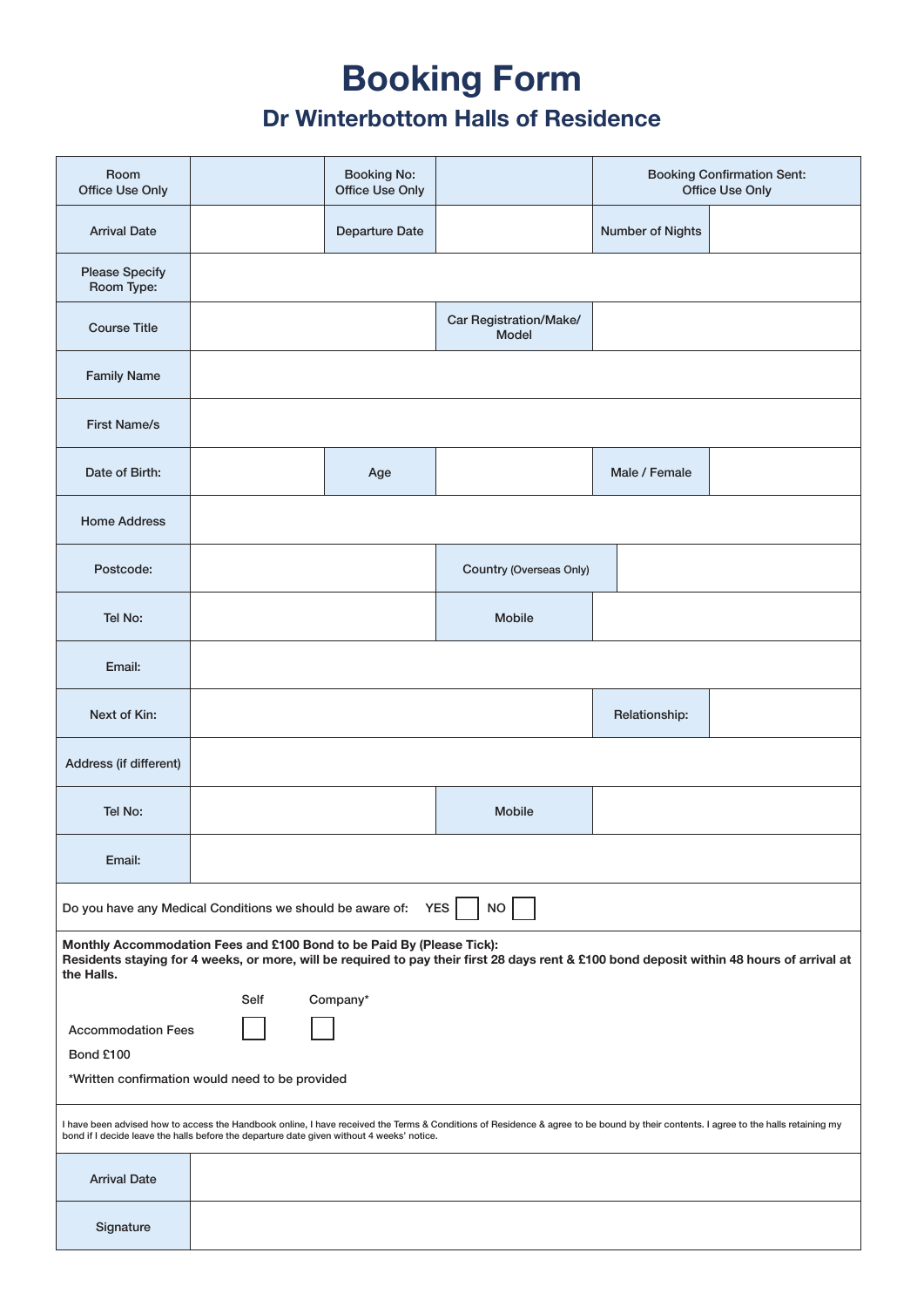# Booking Form

## Dr Winterbottom Halls of Residence

| | | | | | |
|---|---|---|---|---|---|
| Room<br>Office Use Only | | Booking No:<br>Office Use Only | | Booking Confirmation Sent:<br>Office Use Only | |
| Arrival Date | | Departure Date | | Number of Nights | |
| Please Specify Room Type: | | | | | |
| Course Title | | Car Registration/Make/ Model | | | |
| Family Name | | | | | |
| First Name/s | | | | | |
| Date of Birth: | | Age | | Male / Female | |
| Home Address | | | | | |
| Postcode: | | Country (Overseas Only) | | | |
| Tel No: | | Mobile | | | |
| Email: | | | | | |
| Next of Kin: | | | | Relationship: | |
| Address (if different) | | | | | |
| Tel No: | | Mobile | | | |
| Email: | | | | | |

Do you have any Medical Conditions we should be aware of: YES ☐ NO ☐

**Monthly Accommodation Fees and £100 Bond to be Paid By (Please Tick):**
**Residents staying for 4 weeks, or more, will be required to pay their first 28 days rent & £100 bond deposit within 48 hours of arrival at the Halls.**

| | Self | Company* |
|---|---|---|
| Accommodation Fees | ☐ | ☐ |
| Bond £100 | | |

*Written confirmation would need to be provided

I have been advised how to access the Handbook online, I have received the Terms & Conditions of Residence & agree to be bound by their contents. I agree to the halls retaining my bond if I decide leave the halls before the departure date given without 4 weeks' notice.

| | |
|---|---|
| Arrival Date | |
| Signature | |